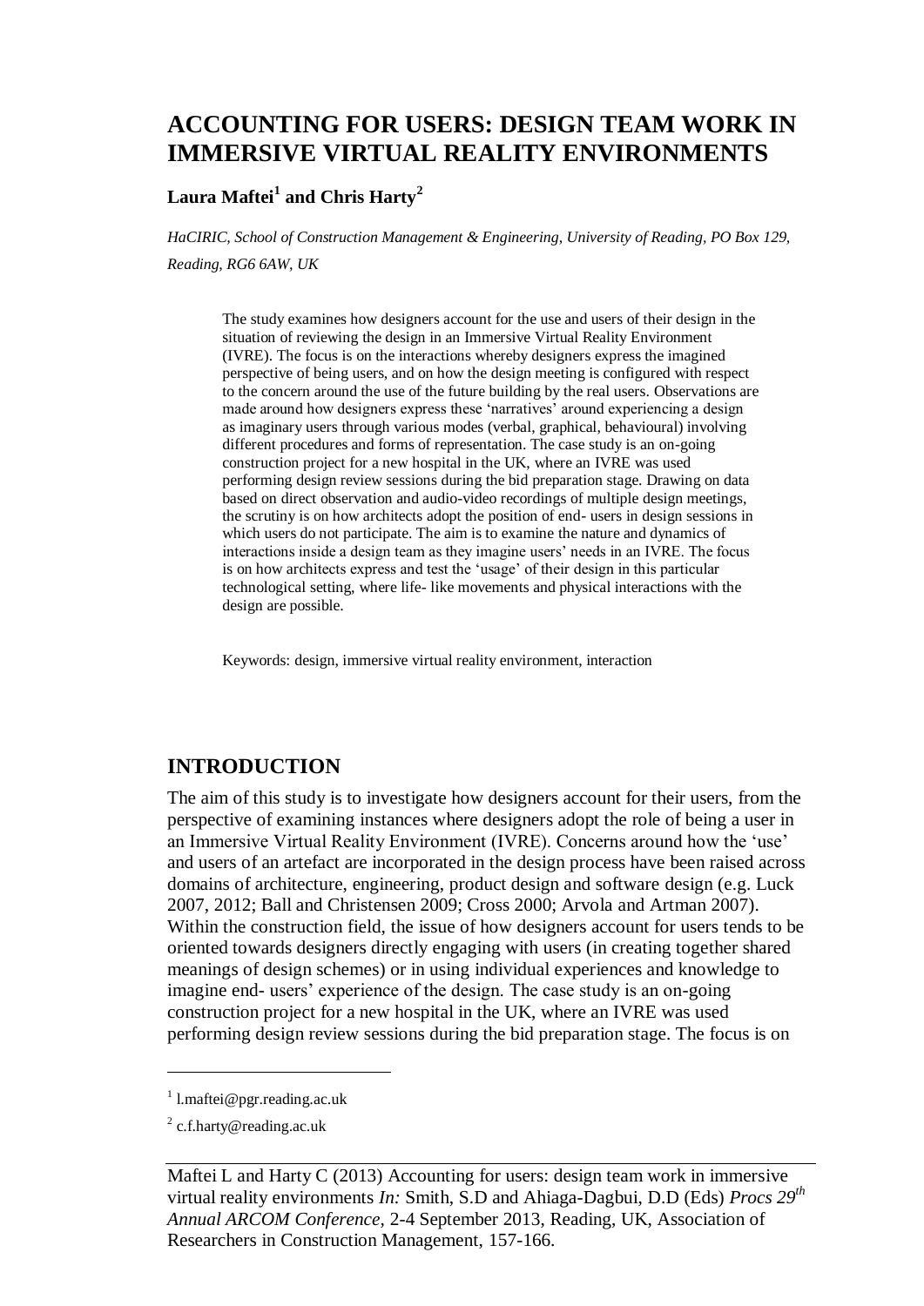# ACCOUNTING FOR USERS: DESIGN TEAM WORK IN IMMERSIVE VIRTUAL REALITY ENVIRONMENTS

**Laura Maftei[1] and Chris Harty[2]**

*HaCIRIC, School of Construction Management & Engineering, University of Reading, PO Box 129, Reading, RG6 6AW, UK*

> The study examines how designers account for the use and users of their design in the situation of reviewing the design in an Immersive Virtual Reality Environment (IVRE). The focus is on the interactions whereby designers express the imagined perspective of being users, and on how the design meeting is configured with respect to the concern around the use of the future building by the real users. Observations are made around how designers express these 'narratives' around experiencing a design as imaginary users through various modes (verbal, graphical, behavioural) involving different procedures and forms of representation. The case study is an on-going construction project for a new hospital in the UK, where an IVRE was used performing design review sessions during the bid preparation stage. Drawing on data based on direct observation and audio-video recordings of multiple design meetings, the scrutiny is on how architects adopt the position of end- users in design sessions in which users do not participate. The aim is to examine the nature and dynamics of interactions inside a design team as they imagine users' needs in an IVRE. The focus is on how architects express and test the 'usage' of their design in this particular technological setting, where life- like movements and physical interactions with the design are possible.
>
> Keywords: design, immersive virtual reality environment, interaction

## INTRODUCTION

The aim of this study is to investigate how designers account for their users, from the perspective of examining instances where designers adopt the role of being a user in an Immersive Virtual Reality Environment (IVRE). Concerns around how the 'use' and users of an artefact are incorporated in the design process have been raised across domains of architecture, engineering, product design and software design (e.g. Luck 2007, 2012; Ball and Christensen 2009; Cross 2000; Arvola and Artman 2007). Within the construction field, the issue of how designers account for users tends to be oriented towards designers directly engaging with users (in creating together shared meanings of design schemes) or in using individual experiences and knowledge to imagine end- users' experience of the design. The case study is an on-going construction project for a new hospital in the UK, where an IVRE was used performing design review sessions during the bid preparation stage. The focus is on

---

[1] l.maftei@pgr.reading.ac.uk

[2] c.f.harty@reading.ac.uk

Maftei L and Harty C (2013) Accounting for users: design team work in immersive virtual reality environments *In:* Smith, S.D and Ahiaga-Dagbui, D.D (Eds) *Procs 29th Annual ARCOM Conference,* 2-4 September 2013, Reading, UK, Association of Researchers in Construction Management, 157-166.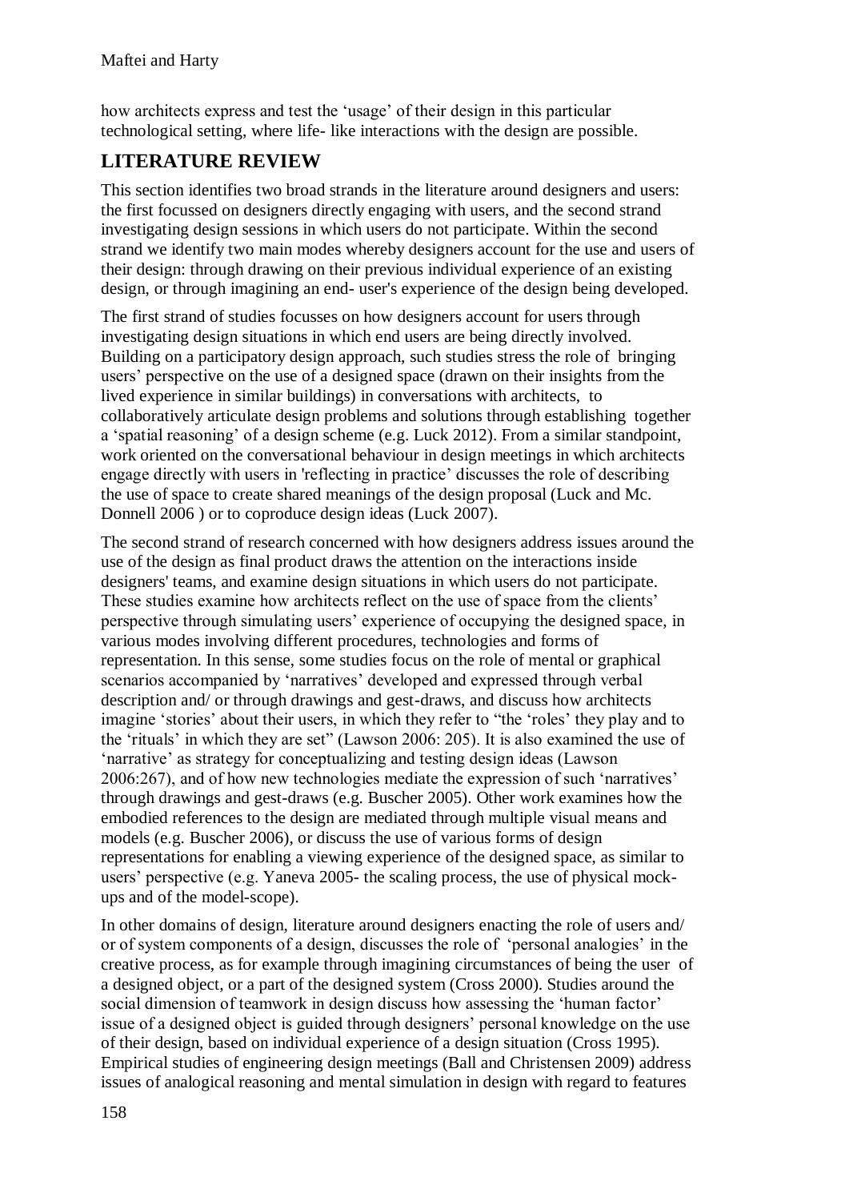how architects express and test the 'usage' of their design in this particular technological setting, where life- like interactions with the design are possible.

## LITERATURE REVIEW

This section identifies two broad strands in the literature around designers and users: the first focussed on designers directly engaging with users, and the second strand investigating design sessions in which users do not participate. Within the second strand we identify two main modes whereby designers account for the use and users of their design: through drawing on their previous individual experience of an existing design, or through imagining an end- user's experience of the design being developed.

The first strand of studies focusses on how designers account for users through investigating design situations in which end users are being directly involved. Building on a participatory design approach, such studies stress the role of bringing users' perspective on the use of a designed space (drawn on their insights from the lived experience in similar buildings) in conversations with architects, to collaboratively articulate design problems and solutions through establishing together a 'spatial reasoning' of a design scheme (e.g. Luck 2012). From a similar standpoint, work oriented on the conversational behaviour in design meetings in which architects engage directly with users in 'reflecting in practice' discusses the role of describing the use of space to create shared meanings of the design proposal (Luck and Mc. Donnell 2006 ) or to coproduce design ideas (Luck 2007).

The second strand of research concerned with how designers address issues around the use of the design as final product draws the attention on the interactions inside designers' teams, and examine design situations in which users do not participate. These studies examine how architects reflect on the use of space from the clients' perspective through simulating users' experience of occupying the designed space, in various modes involving different procedures, technologies and forms of representation. In this sense, some studies focus on the role of mental or graphical scenarios accompanied by 'narratives' developed and expressed through verbal description and/ or through drawings and gest-draws, and discuss how architects imagine 'stories' about their users, in which they refer to "the 'roles' they play and to the 'rituals' in which they are set" (Lawson 2006: 205). It is also examined the use of 'narrative' as strategy for conceptualizing and testing design ideas (Lawson 2006:267), and of how new technologies mediate the expression of such 'narratives' through drawings and gest-draws (e.g. Buscher 2005). Other work examines how the embodied references to the design are mediated through multiple visual means and models (e.g. Buscher 2006), or discuss the use of various forms of design representations for enabling a viewing experience of the designed space, as similar to users' perspective (e.g. Yaneva 2005- the scaling process, the use of physical mock-ups and of the model-scope).

In other domains of design, literature around designers enacting the role of users and/ or of system components of a design, discusses the role of 'personal analogies' in the creative process, as for example through imagining circumstances of being the user of a designed object, or a part of the designed system (Cross 2000). Studies around the social dimension of teamwork in design discuss how assessing the 'human factor' issue of a designed object is guided through designers' personal knowledge on the use of their design, based on individual experience of a design situation (Cross 1995). Empirical studies of engineering design meetings (Ball and Christensen 2009) address issues of analogical reasoning and mental simulation in design with regard to features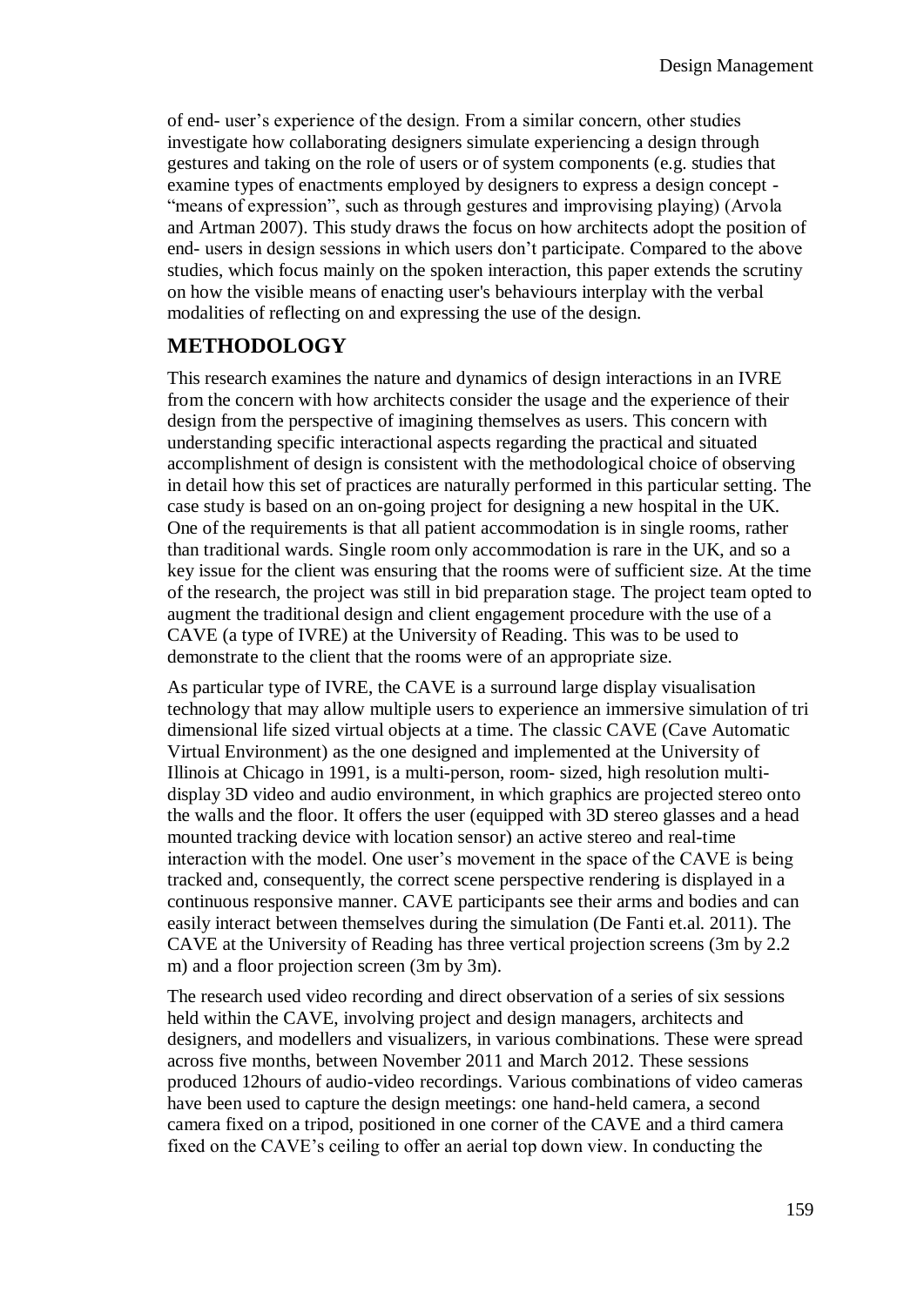of end- user's experience of the design. From a similar concern, other studies investigate how collaborating designers simulate experiencing a design through gestures and taking on the role of users or of system components (e.g. studies that examine types of enactments employed by designers to express a design concept - "means of expression", such as through gestures and improvising playing) (Arvola and Artman 2007). This study draws the focus on how architects adopt the position of end- users in design sessions in which users don't participate. Compared to the above studies, which focus mainly on the spoken interaction, this paper extends the scrutiny on how the visible means of enacting user's behaviours interplay with the verbal modalities of reflecting on and expressing the use of the design.

## METHODOLOGY

This research examines the nature and dynamics of design interactions in an IVRE from the concern with how architects consider the usage and the experience of their design from the perspective of imagining themselves as users. This concern with understanding specific interactional aspects regarding the practical and situated accomplishment of design is consistent with the methodological choice of observing in detail how this set of practices are naturally performed in this particular setting. The case study is based on an on-going project for designing a new hospital in the UK. One of the requirements is that all patient accommodation is in single rooms, rather than traditional wards. Single room only accommodation is rare in the UK, and so a key issue for the client was ensuring that the rooms were of sufficient size. At the time of the research, the project was still in bid preparation stage. The project team opted to augment the traditional design and client engagement procedure with the use of a CAVE (a type of IVRE) at the University of Reading. This was to be used to demonstrate to the client that the rooms were of an appropriate size.

As particular type of IVRE, the CAVE is a surround large display visualisation technology that may allow multiple users to experience an immersive simulation of tri dimensional life sized virtual objects at a time. The classic CAVE (Cave Automatic Virtual Environment) as the one designed and implemented at the University of Illinois at Chicago in 1991, is a multi-person, room- sized, high resolution multi-display 3D video and audio environment, in which graphics are projected stereo onto the walls and the floor. It offers the user (equipped with 3D stereo glasses and a head mounted tracking device with location sensor) an active stereo and real-time interaction with the model. One user's movement in the space of the CAVE is being tracked and, consequently, the correct scene perspective rendering is displayed in a continuous responsive manner. CAVE participants see their arms and bodies and can easily interact between themselves during the simulation (De Fanti et.al. 2011). The CAVE at the University of Reading has three vertical projection screens (3m by 2.2 m) and a floor projection screen (3m by 3m).

The research used video recording and direct observation of a series of six sessions held within the CAVE, involving project and design managers, architects and designers, and modellers and visualizers, in various combinations. These were spread across five months, between November 2011 and March 2012. These sessions produced 12hours of audio-video recordings. Various combinations of video cameras have been used to capture the design meetings: one hand-held camera, a second camera fixed on a tripod, positioned in one corner of the CAVE and a third camera fixed on the CAVE's ceiling to offer an aerial top down view. In conducting the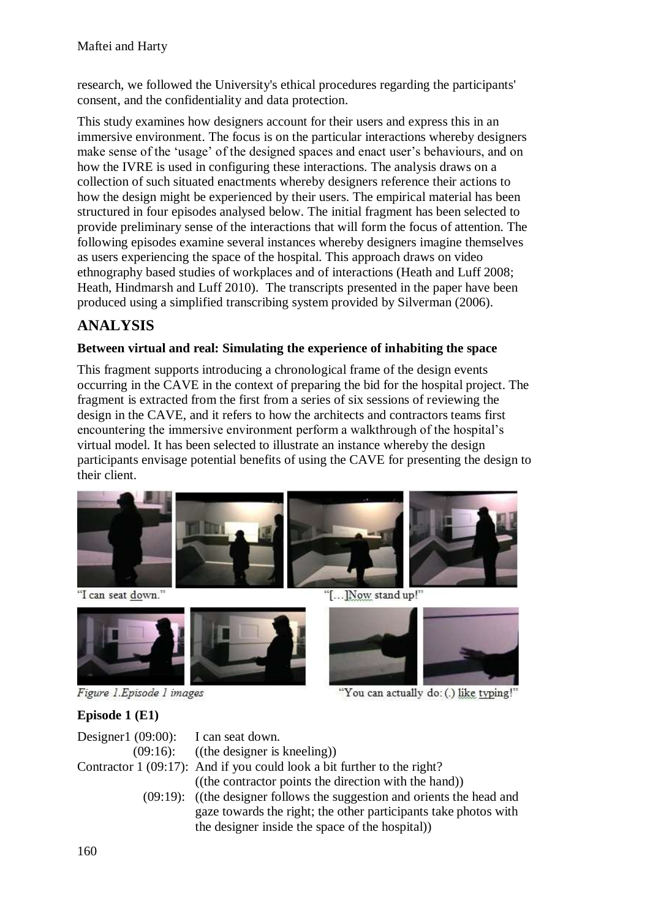research, we followed the University's ethical procedures regarding the participants' consent, and the confidentiality and data protection.

This study examines how designers account for their users and express this in an immersive environment. The focus is on the particular interactions whereby designers make sense of the 'usage' of the designed spaces and enact user's behaviours, and on how the IVRE is used in configuring these interactions. The analysis draws on a collection of such situated enactments whereby designers reference their actions to how the design might be experienced by their users. The empirical material has been structured in four episodes analysed below. The initial fragment has been selected to provide preliminary sense of the interactions that will form the focus of attention. The following episodes examine several instances whereby designers imagine themselves as users experiencing the space of the hospital. This approach draws on video ethnography based studies of workplaces and of interactions (Heath and Luff 2008; Heath, Hindmarsh and Luff 2010). The transcripts presented in the paper have been produced using a simplified transcribing system provided by Silverman (2006).

## ANALYSIS

### Between virtual and real: Simulating the experience of inhabiting the space

This fragment supports introducing a chronological frame of the design events occurring in the CAVE in the context of preparing the bid for the hospital project. The fragment is extracted from the first from a series of six sessions of reviewing the design in the CAVE, and it refers to how the architects and contractors teams first encountering the immersive environment perform a walkthrough of the hospital's virtual model. It has been selected to illustrate an instance whereby the design participants envisage potential benefits of using the CAVE for presenting the design to their client.

"I can seat down." "[…]Now stand up!"

*Figure 1.Episode 1 images* "You can actually do: (.) like typing!"

### Episode 1 (E1)

Designer1 (09:00): I can seat down.
(09:16): ((the designer is kneeling))
Contractor 1 (09:17): And if you could look a bit further to the right?
((the contractor points the direction with the hand))
(09:19): ((the designer follows the suggestion and orients the head and gaze towards the right; the other participants take photos with the designer inside the space of the hospital))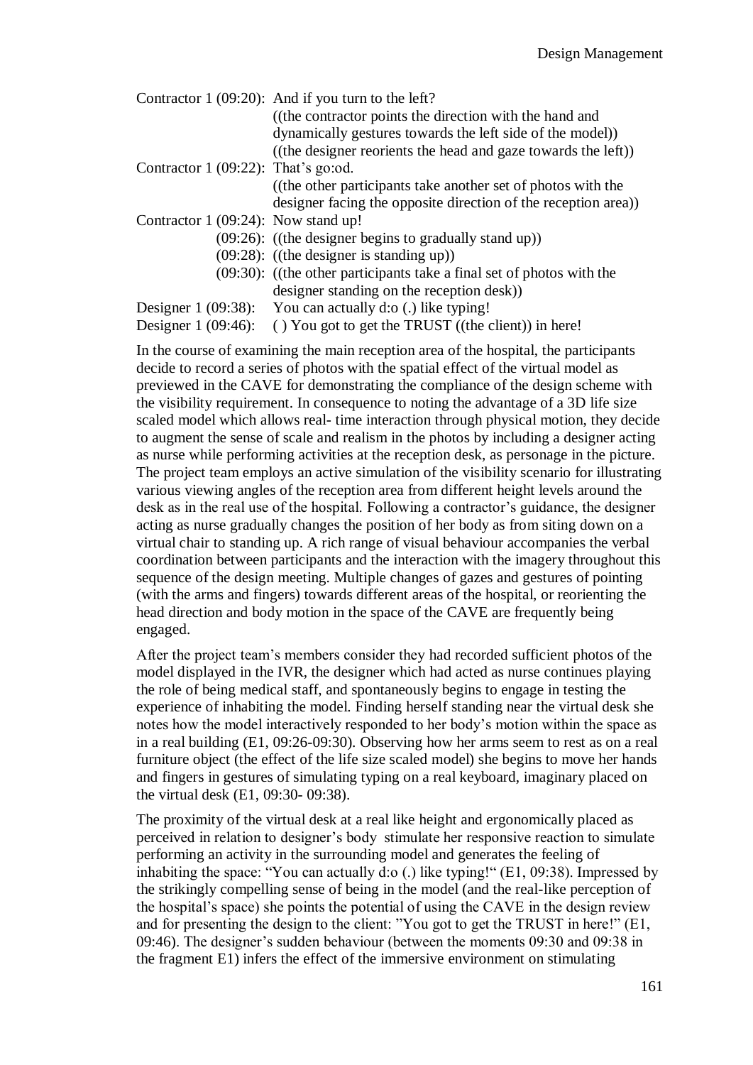| | |
|---|---|
| Contractor 1 (09:20): | And if you turn to the left? |
| | ((the contractor points the direction with the hand and dynamically gestures towards the left side of the model)) |
| | ((the designer reorients the head and gaze towards the left)) |
| Contractor 1 (09:22): | That's go:od. |
| | ((the other participants take another set of photos with the designer facing the opposite direction of the reception area)) |
| Contractor 1 (09:24): | Now stand up! |
| (09:26): | ((the designer begins to gradually stand up)) |
| (09:28): | ((the designer is standing up)) |
| (09:30): | ((the other participants take a final set of photos with the designer standing on the reception desk)) |
| Designer 1 (09:38): | You can actually d:o (.) like typing! |
| Designer 1 (09:46): | ( ) You got to get the TRUST ((the client)) in here! |

In the course of examining the main reception area of the hospital, the participants decide to record a series of photos with the spatial effect of the virtual model as previewed in the CAVE for demonstrating the compliance of the design scheme with the visibility requirement. In consequence to noting the advantage of a 3D life size scaled model which allows real- time interaction through physical motion, they decide to augment the sense of scale and realism in the photos by including a designer acting as nurse while performing activities at the reception desk, as personage in the picture. The project team employs an active simulation of the visibility scenario for illustrating various viewing angles of the reception area from different height levels around the desk as in the real use of the hospital. Following a contractor's guidance, the designer acting as nurse gradually changes the position of her body as from siting down on a virtual chair to standing up. A rich range of visual behaviour accompanies the verbal coordination between participants and the interaction with the imagery throughout this sequence of the design meeting. Multiple changes of gazes and gestures of pointing (with the arms and fingers) towards different areas of the hospital, or reorienting the head direction and body motion in the space of the CAVE are frequently being engaged.

After the project team's members consider they had recorded sufficient photos of the model displayed in the IVR, the designer which had acted as nurse continues playing the role of being medical staff, and spontaneously begins to engage in testing the experience of inhabiting the model. Finding herself standing near the virtual desk she notes how the model interactively responded to her body's motion within the space as in a real building (E1, 09:26-09:30). Observing how her arms seem to rest as on a real furniture object (the effect of the life size scaled model) she begins to move her hands and fingers in gestures of simulating typing on a real keyboard, imaginary placed on the virtual desk (E1, 09:30- 09:38).

The proximity of the virtual desk at a real like height and ergonomically placed as perceived in relation to designer's body stimulate her responsive reaction to simulate performing an activity in the surrounding model and generates the feeling of inhabiting the space: "You can actually d:o (.) like typing!" (E1, 09:38). Impressed by the strikingly compelling sense of being in the model (and the real-like perception of the hospital's space) she points the potential of using the CAVE in the design review and for presenting the design to the client: "You got to get the TRUST in here!" (E1, 09:46). The designer's sudden behaviour (between the moments 09:30 and 09:38 in the fragment E1) infers the effect of the immersive environment on stimulating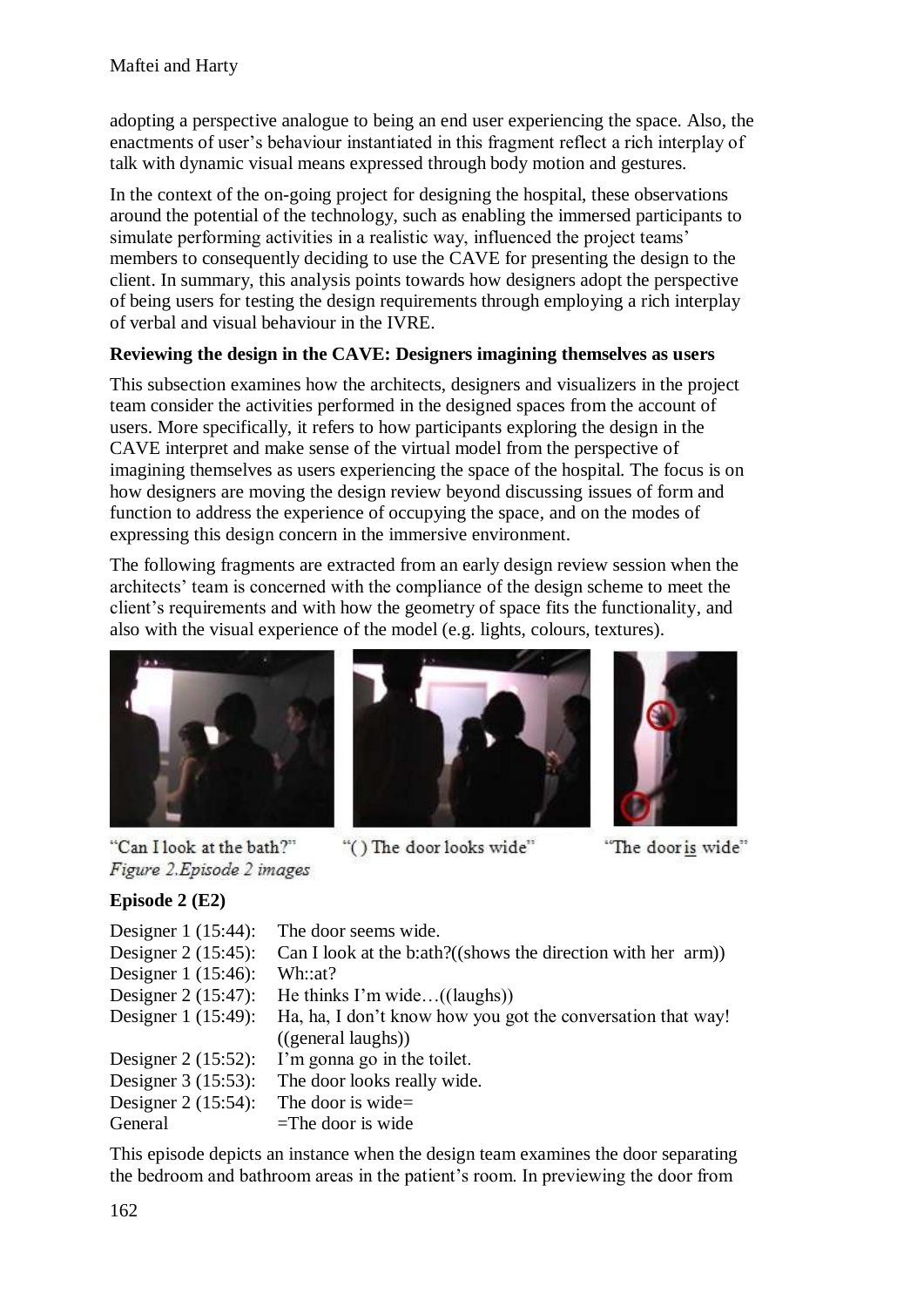adopting a perspective analogue to being an end user experiencing the space. Also, the enactments of user's behaviour instantiated in this fragment reflect a rich interplay of talk with dynamic visual means expressed through body motion and gestures.

In the context of the on-going project for designing the hospital, these observations around the potential of the technology, such as enabling the immersed participants to simulate performing activities in a realistic way, influenced the project teams' members to consequently deciding to use the CAVE for presenting the design to the client. In summary, this analysis points towards how designers adopt the perspective of being users for testing the design requirements through employing a rich interplay of verbal and visual behaviour in the IVRE.

**Reviewing the design in the CAVE: Designers imagining themselves as users**

This subsection examines how the architects, designers and visualizers in the project team consider the activities performed in the designed spaces from the account of users. More specifically, it refers to how participants exploring the design in the CAVE interpret and make sense of the virtual model from the perspective of imagining themselves as users experiencing the space of the hospital. The focus is on how designers are moving the design review beyond discussing issues of form and function to address the experience of occupying the space, and on the modes of expressing this design concern in the immersive environment.

The following fragments are extracted from an early design review session when the architects' team is concerned with the compliance of the design scheme to meet the client's requirements and with how the geometry of space fits the functionality, and also with the visual experience of the model (e.g. lights, colours, textures).

"Can I look at the bath?" "( ) The door looks wide" "The door <u>is</u> wide"

*Figure 2.Episode 2 images*

**Episode 2 (E2)**

Designer 1 (15:44): The door seems wide.
Designer 2 (15:45): Can I look at the b:ath?((shows the direction with her arm))
Designer 1 (15:46): Wh::at?
Designer 2 (15:47): He thinks I'm wide…((laughs))
Designer 1 (15:49): Ha, ha, I don't know how you got the conversation that way! ((general laughs))
Designer 2 (15:52): I'm gonna go in the toilet.
Designer 3 (15:53): The door looks really wide.
Designer 2 (15:54): The door is wide=
General =The door is wide

This episode depicts an instance when the design team examines the door separating the bedroom and bathroom areas in the patient's room. In previewing the door from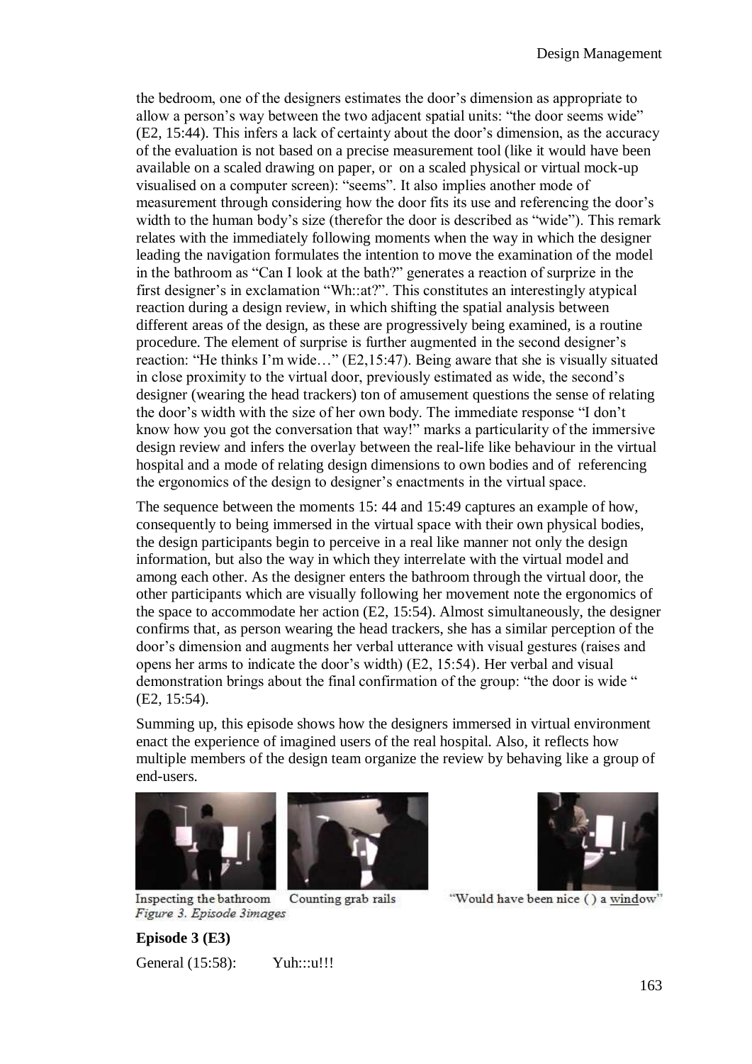the bedroom, one of the designers estimates the door's dimension as appropriate to allow a person's way between the two adjacent spatial units: "the door seems wide" (E2, 15:44). This infers a lack of certainty about the door's dimension, as the accuracy of the evaluation is not based on a precise measurement tool (like it would have been available on a scaled drawing on paper, or on a scaled physical or virtual mock-up visualised on a computer screen): "seems". It also implies another mode of measurement through considering how the door fits its use and referencing the door's width to the human body's size (therefor the door is described as "wide"). This remark relates with the immediately following moments when the way in which the designer leading the navigation formulates the intention to move the examination of the model in the bathroom as "Can I look at the bath?" generates a reaction of surprize in the first designer's in exclamation "Wh::at?". This constitutes an interestingly atypical reaction during a design review, in which shifting the spatial analysis between different areas of the design, as these are progressively being examined, is a routine procedure. The element of surprise is further augmented in the second designer's reaction: "He thinks I'm wide…" (E2,15:47). Being aware that she is visually situated in close proximity to the virtual door, previously estimated as wide, the second's designer (wearing the head trackers) ton of amusement questions the sense of relating the door's width with the size of her own body. The immediate response "I don't know how you got the conversation that way!" marks a particularity of the immersive design review and infers the overlay between the real-life like behaviour in the virtual hospital and a mode of relating design dimensions to own bodies and of referencing the ergonomics of the design to designer's enactments in the virtual space.

The sequence between the moments 15: 44 and 15:49 captures an example of how, consequently to being immersed in the virtual space with their own physical bodies, the design participants begin to perceive in a real like manner not only the design information, but also the way in which they interrelate with the virtual model and among each other. As the designer enters the bathroom through the virtual door, the other participants which are visually following her movement note the ergonomics of the space to accommodate her action (E2, 15:54). Almost simultaneously, the designer confirms that, as person wearing the head trackers, she has a similar perception of the door's dimension and augments her verbal utterance with visual gestures (raises and opens her arms to indicate the door's width) (E2, 15:54). Her verbal and visual demonstration brings about the final confirmation of the group: "the door is wide " (E2, 15:54).

Summing up, this episode shows how the designers immersed in virtual environment enact the experience of imagined users of the real hospital. Also, it reflects how multiple members of the design team organize the review by behaving like a group of end-users.

Inspecting the bathroom     Counting grab rails     "Would have been nice ( ) a window"

*Figure 3. Episode 3images*

**Episode 3 (E3)**

General (15:58):     Yuh:::u!!!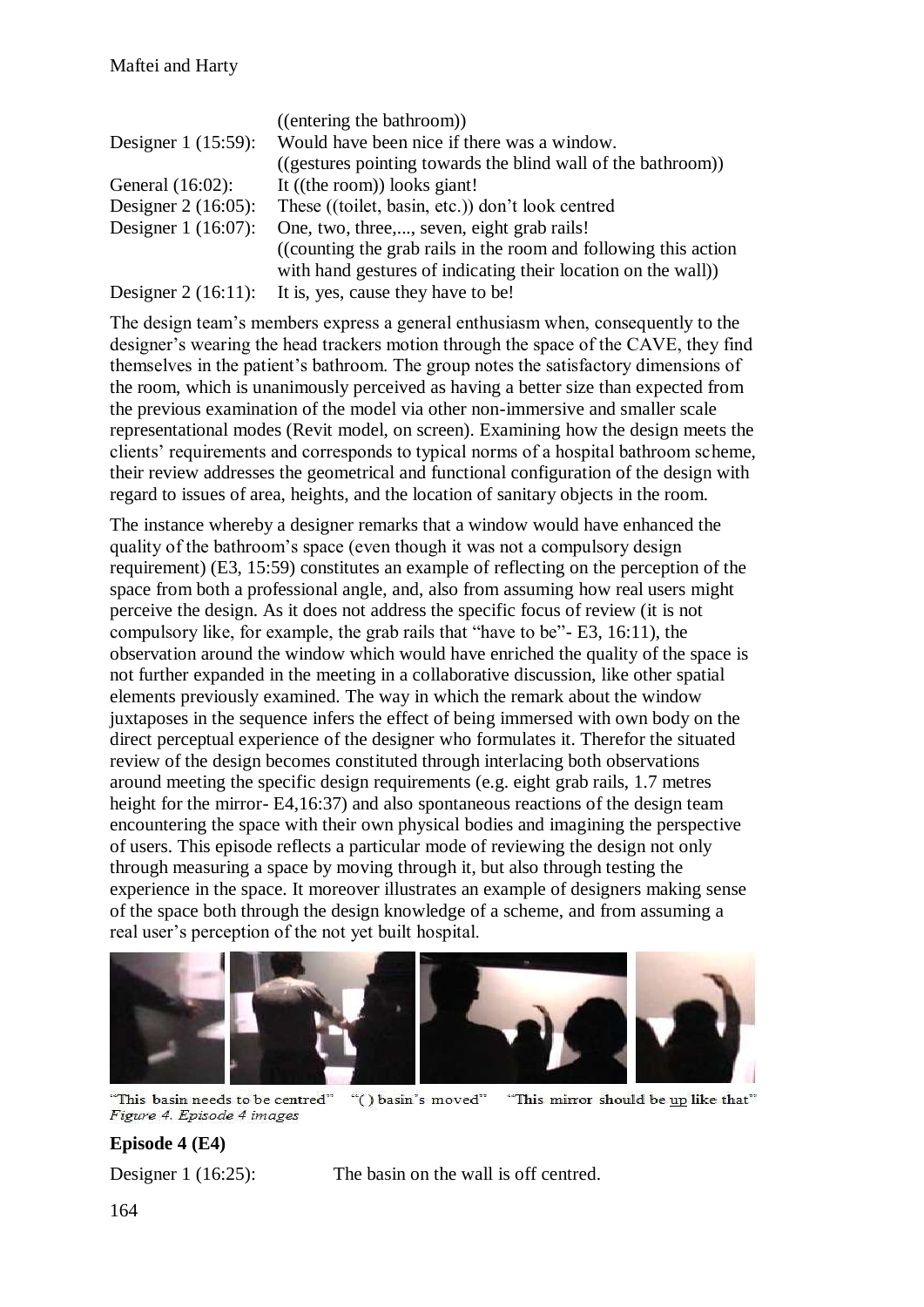((entering the bathroom))

Designer 1 (15:59): Would have been nice if there was a window.
((gestures pointing towards the blind wall of the bathroom))

General (16:02): It ((the room)) looks giant!

Designer 2 (16:05): These ((toilet, basin, etc.)) don't look centred

Designer 1 (16:07): One, two, three,..., seven, eight grab rails!
((counting the grab rails in the room and following this action with hand gestures of indicating their location on the wall))

Designer 2 (16:11): It is, yes, cause they have to be!

The design team's members express a general enthusiasm when, consequently to the designer's wearing the head trackers motion through the space of the CAVE, they find themselves in the patient's bathroom. The group notes the satisfactory dimensions of the room, which is unanimously perceived as having a better size than expected from the previous examination of the model via other non-immersive and smaller scale representational modes (Revit model, on screen). Examining how the design meets the clients' requirements and corresponds to typical norms of a hospital bathroom scheme, their review addresses the geometrical and functional configuration of the design with regard to issues of area, heights, and the location of sanitary objects in the room.

The instance whereby a designer remarks that a window would have enhanced the quality of the bathroom's space (even though it was not a compulsory design requirement) (E3, 15:59) constitutes an example of reflecting on the perception of the space from both a professional angle, and, also from assuming how real users might perceive the design. As it does not address the specific focus of review (it is not compulsory like, for example, the grab rails that "have to be"- E3, 16:11), the observation around the window which would have enriched the quality of the space is not further expanded in the meeting in a collaborative discussion, like other spatial elements previously examined. The way in which the remark about the window juxtaposes in the sequence infers the effect of being immersed with own body on the direct perceptual experience of the designer who formulates it. Therefor the situated review of the design becomes constituted through interlacing both observations around meeting the specific design requirements (e.g. eight grab rails, 1.7 metres height for the mirror- E4,16:37) and also spontaneous reactions of the design team encountering the space with their own physical bodies and imagining the perspective of users. This episode reflects a particular mode of reviewing the design not only through measuring a space by moving through it, but also through testing the experience in the space. It moreover illustrates an example of designers making sense of the space both through the design knowledge of a scheme, and from assuming a real user's perception of the not yet built hospital.

"This basin needs to be centred" "( ) basin's moved" "This mirror should be up like that"

*Figure 4. Episode 4 images*

**Episode 4 (E4)**

Designer 1 (16:25): The basin on the wall is off centred.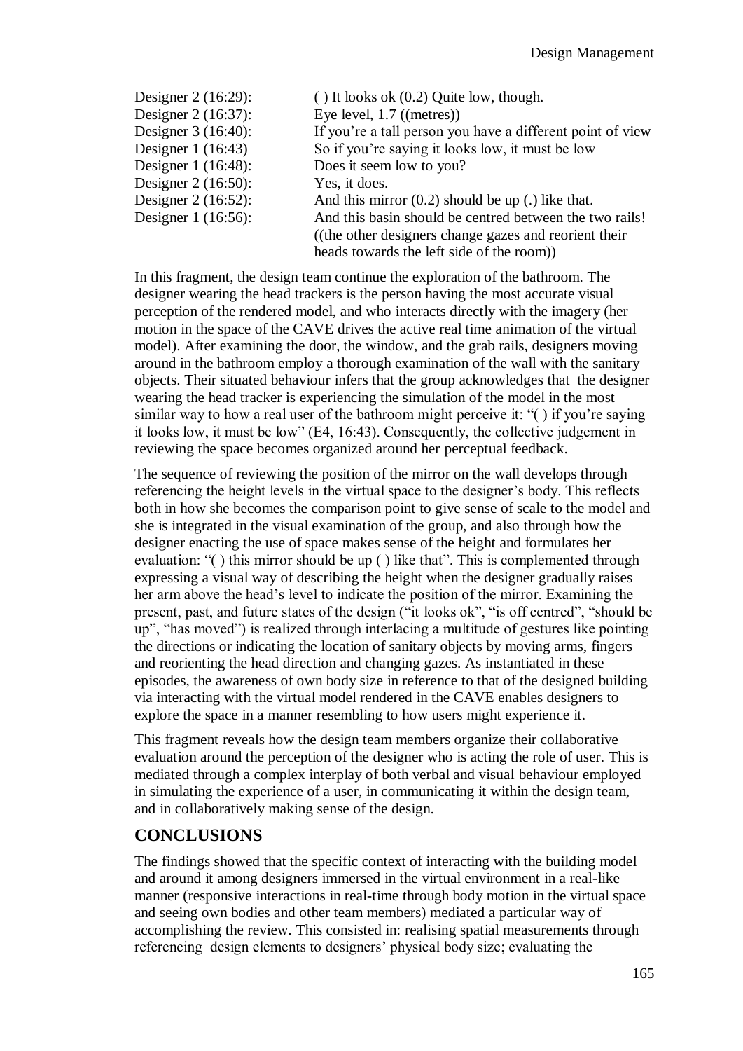| | |
|---|---|
| Designer 2 (16:29): | ( ) It looks ok (0.2) Quite low, though. |
| Designer 2 (16:37): | Eye level, 1.7 ((metres)) |
| Designer 3 (16:40): | If you're a tall person you have a different point of view |
| Designer 1 (16:43) | So if you're saying it looks low, it must be low |
| Designer 1 (16:48): | Does it seem low to you? |
| Designer 2 (16:50): | Yes, it does. |
| Designer 2 (16:52): | And this mirror (0.2) should be up (.) like that. |
| Designer 1 (16:56): | And this basin should be centred between the two rails! ((the other designers change gazes and reorient their heads towards the left side of the room)) |

In this fragment, the design team continue the exploration of the bathroom. The designer wearing the head trackers is the person having the most accurate visual perception of the rendered model, and who interacts directly with the imagery (her motion in the space of the CAVE drives the active real time animation of the virtual model). After examining the door, the window, and the grab rails, designers moving around in the bathroom employ a thorough examination of the wall with the sanitary objects. Their situated behaviour infers that the group acknowledges that the designer wearing the head tracker is experiencing the simulation of the model in the most similar way to how a real user of the bathroom might perceive it: "( ) if you're saying it looks low, it must be low" (E4, 16:43). Consequently, the collective judgement in reviewing the space becomes organized around her perceptual feedback.

The sequence of reviewing the position of the mirror on the wall develops through referencing the height levels in the virtual space to the designer's body. This reflects both in how she becomes the comparison point to give sense of scale to the model and she is integrated in the visual examination of the group, and also through how the designer enacting the use of space makes sense of the height and formulates her evaluation: "( ) this mirror should be up ( ) like that". This is complemented through expressing a visual way of describing the height when the designer gradually raises her arm above the head's level to indicate the position of the mirror. Examining the present, past, and future states of the design ("it looks ok", "is off centred", "should be up", "has moved") is realized through interlacing a multitude of gestures like pointing the directions or indicating the location of sanitary objects by moving arms, fingers and reorienting the head direction and changing gazes. As instantiated in these episodes, the awareness of own body size in reference to that of the designed building via interacting with the virtual model rendered in the CAVE enables designers to explore the space in a manner resembling to how users might experience it.

This fragment reveals how the design team members organize their collaborative evaluation around the perception of the designer who is acting the role of user. This is mediated through a complex interplay of both verbal and visual behaviour employed in simulating the experience of a user, in communicating it within the design team, and in collaboratively making sense of the design.

## CONCLUSIONS

The findings showed that the specific context of interacting with the building model and around it among designers immersed in the virtual environment in a real-like manner (responsive interactions in real-time through body motion in the virtual space and seeing own bodies and other team members) mediated a particular way of accomplishing the review. This consisted in: realising spatial measurements through referencing design elements to designers' physical body size; evaluating the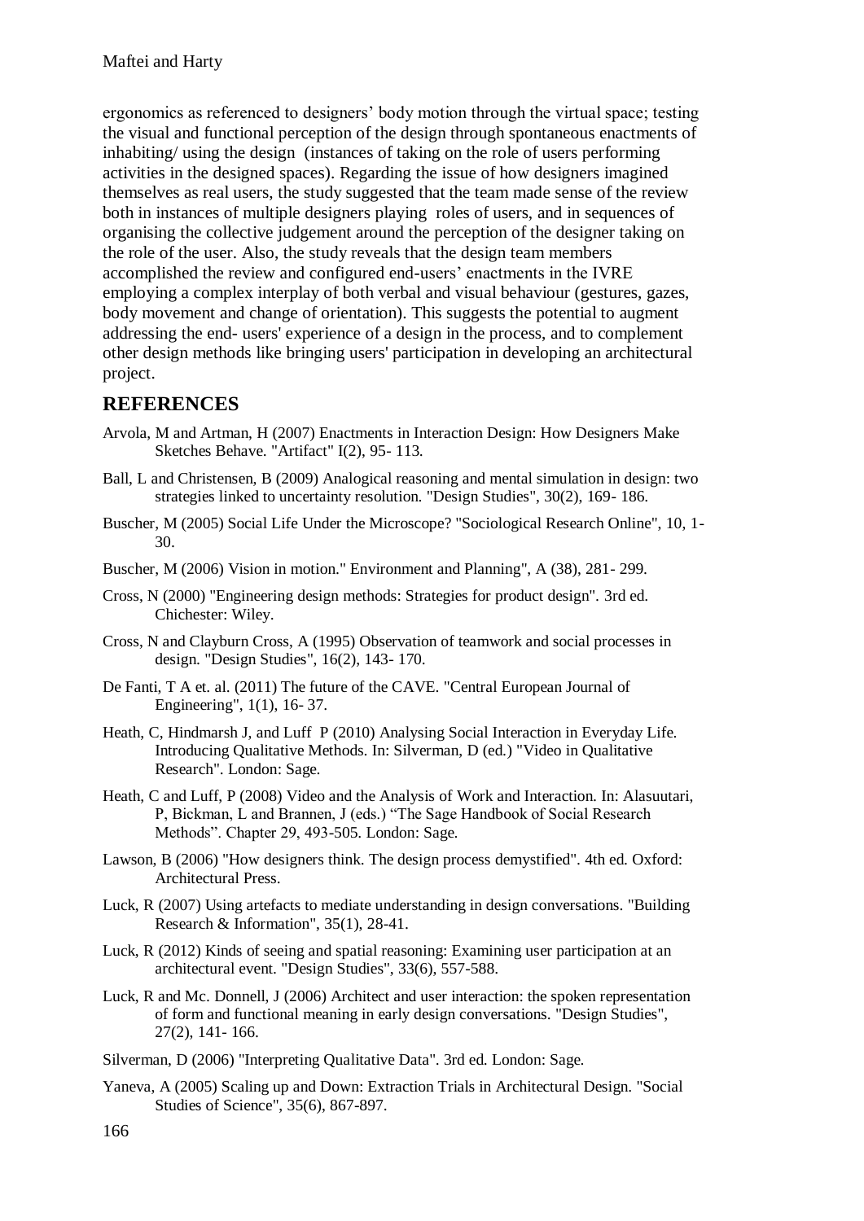ergonomics as referenced to designers' body motion through the virtual space; testing the visual and functional perception of the design through spontaneous enactments of inhabiting/ using the design (instances of taking on the role of users performing activities in the designed spaces). Regarding the issue of how designers imagined themselves as real users, the study suggested that the team made sense of the review both in instances of multiple designers playing roles of users, and in sequences of organising the collective judgement around the perception of the designer taking on the role of the user. Also, the study reveals that the design team members accomplished the review and configured end-users' enactments in the IVRE employing a complex interplay of both verbal and visual behaviour (gestures, gazes, body movement and change of orientation). This suggests the potential to augment addressing the end- users' experience of a design in the process, and to complement other design methods like bringing users' participation in developing an architectural project.

## REFERENCES

Arvola, M and Artman, H (2007) Enactments in Interaction Design: How Designers Make Sketches Behave. "Artifact" I(2), 95- 113.

Ball, L and Christensen, B (2009) Analogical reasoning and mental simulation in design: two strategies linked to uncertainty resolution. "Design Studies", 30(2), 169- 186.

Buscher, M (2005) Social Life Under the Microscope? "Sociological Research Online", 10, 1- 30.

Buscher, M (2006) Vision in motion." Environment and Planning", A (38), 281- 299.

Cross, N (2000) "Engineering design methods: Strategies for product design". 3rd ed. Chichester: Wiley.

Cross, N and Clayburn Cross, A (1995) Observation of teamwork and social processes in design. "Design Studies", 16(2), 143- 170.

De Fanti, T A et. al. (2011) The future of the CAVE. "Central European Journal of Engineering", 1(1), 16- 37.

Heath, C, Hindmarsh J, and Luff P (2010) Analysing Social Interaction in Everyday Life. Introducing Qualitative Methods. In: Silverman, D (ed.) "Video in Qualitative Research". London: Sage.

Heath, C and Luff, P (2008) Video and the Analysis of Work and Interaction. In: Alasuutari, P, Bickman, L and Brannen, J (eds.) "The Sage Handbook of Social Research Methods". Chapter 29, 493-505. London: Sage.

Lawson, B (2006) "How designers think. The design process demystified". 4th ed. Oxford: Architectural Press.

Luck, R (2007) Using artefacts to mediate understanding in design conversations. "Building Research & Information", 35(1), 28-41.

Luck, R (2012) Kinds of seeing and spatial reasoning: Examining user participation at an architectural event. "Design Studies", 33(6), 557-588.

Luck, R and Mc. Donnell, J (2006) Architect and user interaction: the spoken representation of form and functional meaning in early design conversations. "Design Studies", 27(2), 141- 166.

Silverman, D (2006) "Interpreting Qualitative Data". 3rd ed. London: Sage.

Yaneva, A (2005) Scaling up and Down: Extraction Trials in Architectural Design. "Social Studies of Science", 35(6), 867-897.